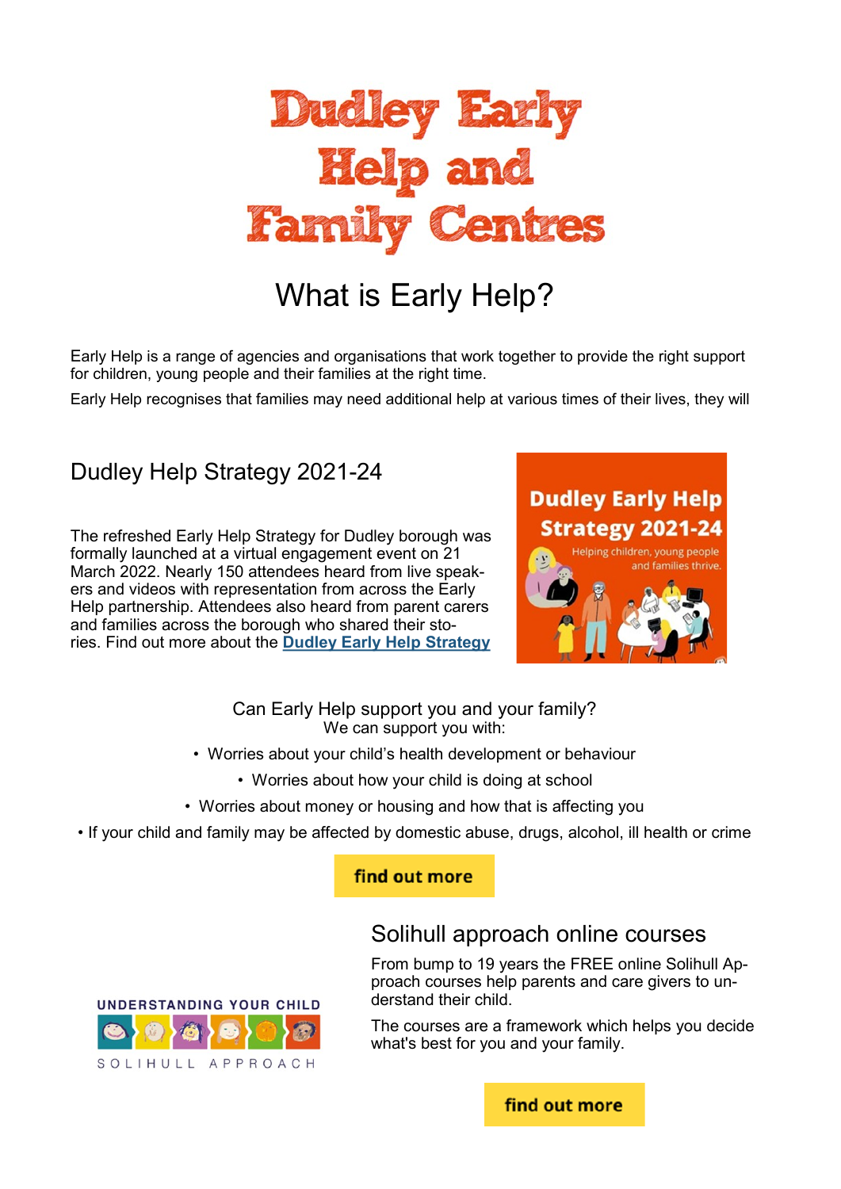# Dudley Early Help and Family Centres

## What is Early Help?

Early Help is a range of agencies and organisations that work together to provide the right support for children, young people and their families at the right time.

Early Help recognises that families may need additional help at various times of their lives, they will

## Dudley Help Strategy 2021-24

The refreshed Early Help Strategy for Dudley borough was formally launched at a virtual engagement event on 21 March 2022. Nearly 150 attendees heard from live speakers and videos with representation from across the Early Help partnership. Attendees also heard from parent carers and families across the borough who shared their stories. Find out more about the **Dudley Early Help Strategy**

Dudley Early Help Strategy 2021-24

Helping children, young people and families thrive.

### Can Early Help support you and your family?

We can support you with:

- Worries about your child's health development or behaviour
- Worries about how your child is doing at school
- Worries about money or housing and how that is affecting you
- If your child and family may be affected by domestic abuse, drugs, alcohol, ill health or crime

**find out more**

## Solihull approach online courses

From bump to 19 years the FREE online Solihull Approach courses help parents and care givers to understand their child.

The courses are a framework which helps you decide what's best for you and your family.

UNDERSTANDING YOUR CHILD

SOLIHULL APPROACH

**find out more**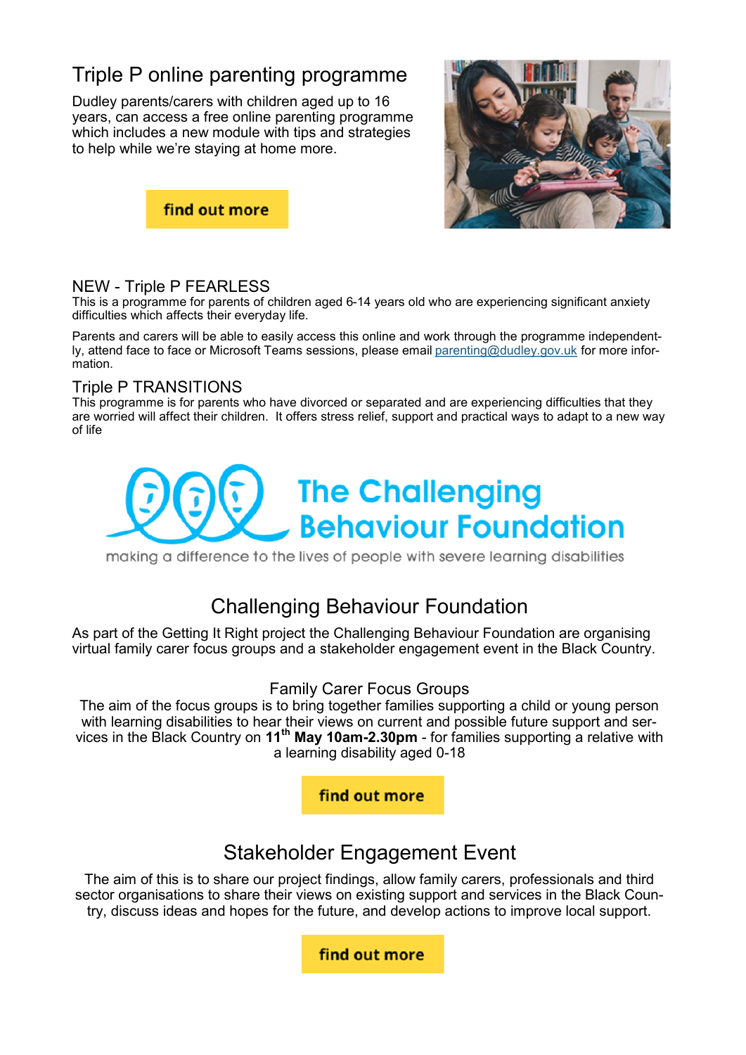## Triple P online parenting programme

Dudley parents/carers with children aged up to 16 years, can access a free online parenting programme which includes a new module with tips and strategies to help while we're staying at home more.

find out more

### NEW - Triple P FEARLESS

This is a programme for parents of children aged 6-14 years old who are experiencing significant anxiety difficulties which affects their everyday life.

Parents and carers will be able to easily access this online and work through the programme independently, attend face to face or Microsoft Teams sessions, please email parenting@dudley.gov.uk for more information.

### Triple P TRANSITIONS

This programme is for parents who have divorced or separated and are experiencing difficulties that they are worried will affect their children. It offers stress relief, support and practical ways to adapt to a new way of life

The Challenging Behaviour Foundation

making a difference to the lives of people with severe learning disabilities

## Challenging Behaviour Foundation

As part of the Getting It Right project the Challenging Behaviour Foundation are organising virtual family carer focus groups and a stakeholder engagement event in the Black Country.

### Family Carer Focus Groups

The aim of the focus groups is to bring together families supporting a child or young person with learning disabilities to hear their views on current and possible future support and services in the Black Country on **11th May 10am-2.30pm** - for families supporting a relative with a learning disability aged 0-18

find out more

### Stakeholder Engagement Event

The aim of this is to share our project findings, allow family carers, professionals and third sector organisations to share their views on existing support and services in the Black Country, discuss ideas and hopes for the future, and develop actions to improve local support.

find out more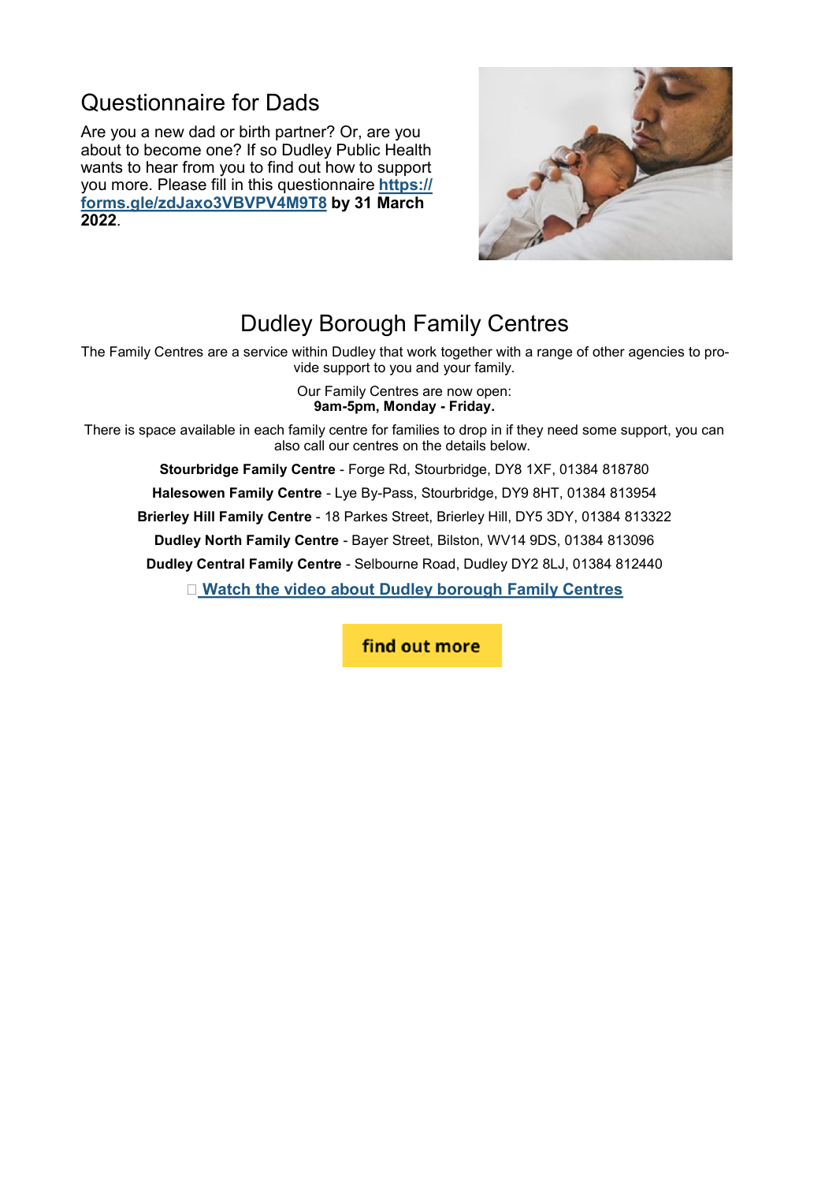## Questionnaire for Dads

Are you a new dad or birth partner? Or, are you about to become one? If so Dudley Public Health wants to hear from you to find out how to support you more. Please fill in this questionnaire **https://forms.gle/zdJaxo3VBVPV4M9T8** **by 31 March 2022**.

## Dudley Borough Family Centres

The Family Centres are a service within Dudley that work together with a range of other agencies to provide support to you and your family.

Our Family Centres are now open:
**9am-5pm, Monday - Friday.**

There is space available in each family centre for families to drop in if they need some support, you can also call our centres on the details below.

**Stourbridge Family Centre** - Forge Rd, Stourbridge, DY8 1XF, 01384 818780

**Halesowen Family Centre** - Lye By-Pass, Stourbridge, DY9 8HT, 01384 813954

**Brierley Hill Family Centre** - 18 Parkes Street, Brierley Hill, DY5 3DY, 01384 813322

**Dudley North Family Centre** - Bayer Street, Bilston, WV14 9DS, 01384 813096

**Dudley Central Family Centre** - Selbourne Road, Dudley DY2 8LJ, 01384 812440

**Watch the video about Dudley borough Family Centres**

find out more